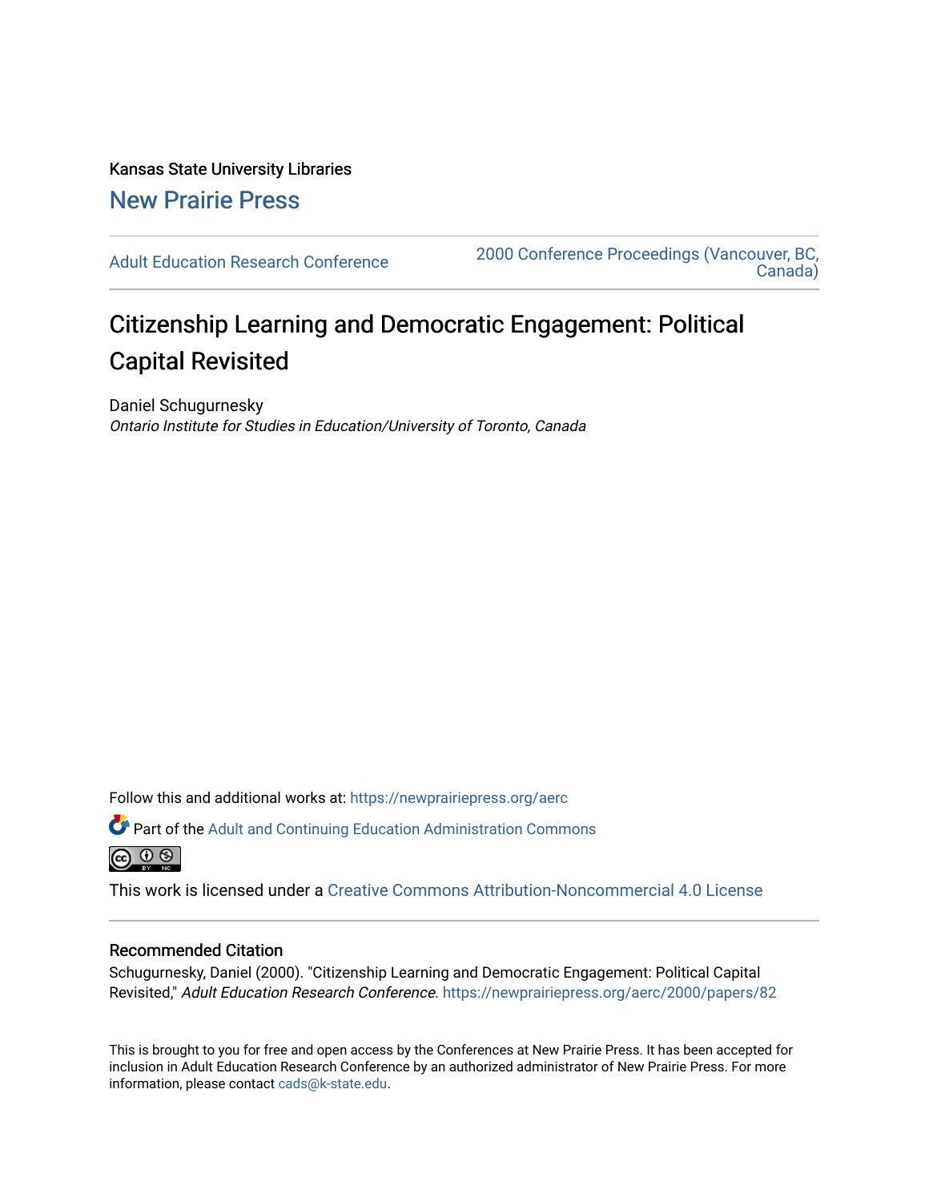Kansas State University Libraries

New Prairie Press

Adult Education Research Conference

2000 Conference Proceedings (Vancouver, BC, Canada)

# Citizenship Learning and Democratic Engagement: Political Capital Revisited

Daniel Schugurnesky

*Ontario Institute for Studies in Education/University of Toronto, Canada*

Follow this and additional works at: https://newprairiepress.org/aerc

Part of the Adult and Continuing Education Administration Commons

This work is licensed under a Creative Commons Attribution-Noncommercial 4.0 License

## Recommended Citation

Schugurnesky, Daniel (2000). "Citizenship Learning and Democratic Engagement: Political Capital Revisited," *Adult Education Research Conference*. https://newprairiepress.org/aerc/2000/papers/82

This is brought to you for free and open access by the Conferences at New Prairie Press. It has been accepted for inclusion in Adult Education Research Conference by an authorized administrator of New Prairie Press. For more information, please contact cads@k-state.edu.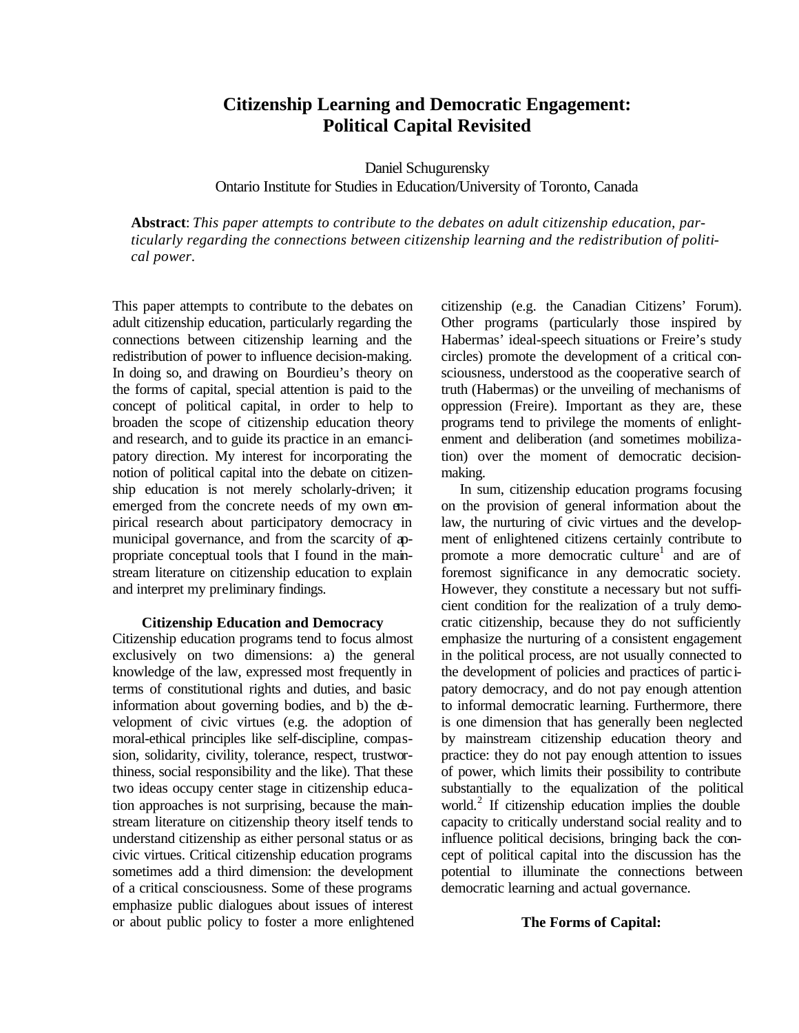# Citizenship Learning and Democratic Engagement: Political Capital Revisited

Daniel Schugurensky
Ontario Institute for Studies in Education/University of Toronto, Canada

**Abstract**: *This paper attempts to contribute to the debates on adult citizenship education, particularly regarding the connections between citizenship learning and the redistribution of political power.*

This paper attempts to contribute to the debates on adult citizenship education, particularly regarding the connections between citizenship learning and the redistribution of power to influence decision-making. In doing so, and drawing on Bourdieu's theory on the forms of capital, special attention is paid to the concept of political capital, in order to help to broaden the scope of citizenship education theory and research, and to guide its practice in an emancipatory direction. My interest for incorporating the notion of political capital into the debate on citizenship education is not merely scholarly-driven; it emerged from the concrete needs of my own empirical research about participatory democracy in municipal governance, and from the scarcity of appropriate conceptual tools that I found in the mainstream literature on citizenship education to explain and interpret my preliminary findings.

## Citizenship Education and Democracy

Citizenship education programs tend to focus almost exclusively on two dimensions: a) the general knowledge of the law, expressed most frequently in terms of constitutional rights and duties, and basic information about governing bodies, and b) the development of civic virtues (e.g. the adoption of moral-ethical principles like self-discipline, compassion, solidarity, civility, tolerance, respect, trustworthiness, social responsibility and the like). That these two ideas occupy center stage in citizenship education approaches is not surprising, because the mainstream literature on citizenship theory itself tends to understand citizenship as either personal status or as civic virtues. Critical citizenship education programs sometimes add a third dimension: the development of a critical consciousness. Some of these programs emphasize public dialogues about issues of interest or about public policy to foster a more enlightened citizenship (e.g. the Canadian Citizens' Forum). Other programs (particularly those inspired by Habermas' ideal-speech situations or Freire's study circles) promote the development of a critical consciousness, understood as the cooperative search of truth (Habermas) or the unveiling of mechanisms of oppression (Freire). Important as they are, these programs tend to privilege the moments of enlightenment and deliberation (and sometimes mobilization) over the moment of democratic decision-making.

In sum, citizenship education programs focusing on the provision of general information about the law, the nurturing of civic virtues and the development of enlightened citizens certainly contribute to promote a more democratic culture[1] and are of foremost significance in any democratic society. However, they constitute a necessary but not sufficient condition for the realization of a truly democratic citizenship, because they do not sufficiently emphasize the nurturing of a consistent engagement in the political process, are not usually connected to the development of policies and practices of participatory democracy, and do not pay enough attention to informal democratic learning. Furthermore, there is one dimension that has generally been neglected by mainstream citizenship education theory and practice: they do not pay enough attention to issues of power, which limits their possibility to contribute substantially to the equalization of the political world.[2] If citizenship education implies the double capacity to critically understand social reality and to influence political decisions, bringing back the concept of political capital into the discussion has the potential to illuminate the connections between democratic learning and actual governance.

## The Forms of Capital: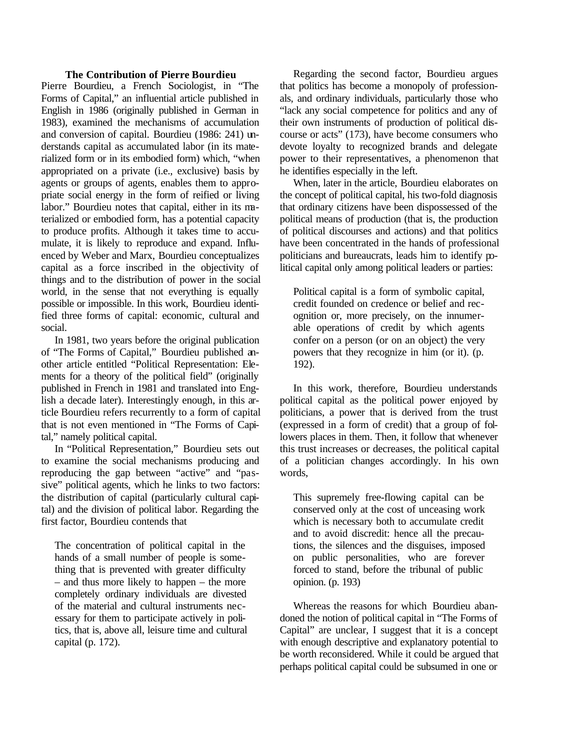### The Contribution of Pierre Bourdieu

Pierre Bourdieu, a French Sociologist, in "The Forms of Capital," an influential article published in English in 1986 (originally published in German in 1983), examined the mechanisms of accumulation and conversion of capital. Bourdieu (1986: 241) understands capital as accumulated labor (in its materialized form or in its embodied form) which, "when appropriated on a private (i.e., exclusive) basis by agents or groups of agents, enables them to appropriate social energy in the form of reified or living labor." Bourdieu notes that capital, either in its materialized or embodied form, has a potential capacity to produce profits. Although it takes time to accumulate, it is likely to reproduce and expand. Influenced by Weber and Marx, Bourdieu conceptualizes capital as a force inscribed in the objectivity of things and to the distribution of power in the social world, in the sense that not everything is equally possible or impossible. In this work, Bourdieu identified three forms of capital: economic, cultural and social.

In 1981, two years before the original publication of "The Forms of Capital," Bourdieu published another article entitled "Political Representation: Elements for a theory of the political field" (originally published in French in 1981 and translated into English a decade later). Interestingly enough, in this article Bourdieu refers recurrently to a form of capital that is not even mentioned in "The Forms of Capital," namely political capital.

In "Political Representation," Bourdieu sets out to examine the social mechanisms producing and reproducing the gap between "active" and "passive" political agents, which he links to two factors: the distribution of capital (particularly cultural capital) and the division of political labor. Regarding the first factor, Bourdieu contends that

> The concentration of political capital in the hands of a small number of people is something that is prevented with greater difficulty – and thus more likely to happen – the more completely ordinary individuals are divested of the material and cultural instruments necessary for them to participate actively in politics, that is, above all, leisure time and cultural capital (p. 172).

Regarding the second factor, Bourdieu argues that politics has become a monopoly of professionals, and ordinary individuals, particularly those who "lack any social competence for politics and any of their own instruments of production of political discourse or acts" (173), have become consumers who devote loyalty to recognized brands and delegate power to their representatives, a phenomenon that he identifies especially in the left.

When, later in the article, Bourdieu elaborates on the concept of political capital, his two-fold diagnosis that ordinary citizens have been dispossessed of the political means of production (that is, the production of political discourses and actions) and that politics have been concentrated in the hands of professional politicians and bureaucrats, leads him to identify political capital only among political leaders or parties:

> Political capital is a form of symbolic capital, credit founded on credence or belief and recognition or, more precisely, on the innumerable operations of credit by which agents confer on a person (or on an object) the very powers that they recognize in him (or it). (p. 192).

In this work, therefore, Bourdieu understands political capital as the political power enjoyed by politicians, a power that is derived from the trust (expressed in a form of credit) that a group of followers places in them. Then, it follow that whenever this trust increases or decreases, the political capital of a politician changes accordingly. In his own words,

> This supremely free-flowing capital can be conserved only at the cost of unceasing work which is necessary both to accumulate credit and to avoid discredit: hence all the precautions, the silences and the disguises, imposed on public personalities, who are forever forced to stand, before the tribunal of public opinion. (p. 193)

Whereas the reasons for which Bourdieu abandoned the notion of political capital in "The Forms of Capital" are unclear, I suggest that it is a concept with enough descriptive and explanatory potential to be worth reconsidered. While it could be argued that perhaps political capital could be subsumed in one or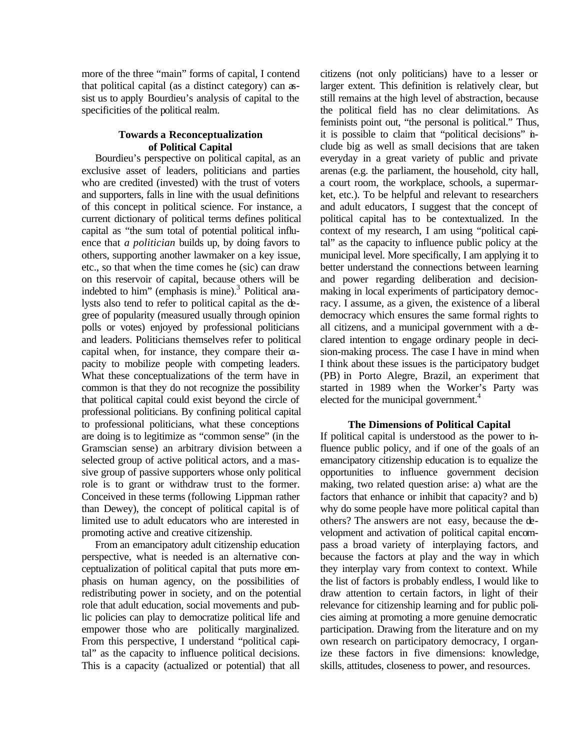more of the three "main" forms of capital, I contend that political capital (as a distinct category) can assist us to apply Bourdieu's analysis of capital to the specificities of the political realm.

### Towards a Reconceptualization of Political Capital

Bourdieu's perspective on political capital, as an exclusive asset of leaders, politicians and parties who are credited (invested) with the trust of voters and supporters, falls in line with the usual definitions of this concept in political science. For instance, a current dictionary of political terms defines political capital as "the sum total of potential political influence that *a politician* builds up, by doing favors to others, supporting another lawmaker on a key issue, etc., so that when the time comes he (sic) can draw on this reservoir of capital, because others will be indebted to him" (emphasis is mine).[3] Political analysts also tend to refer to political capital as the degree of popularity (measured usually through opinion polls or votes) enjoyed by professional politicians and leaders. Politicians themselves refer to political capital when, for instance, they compare their capacity to mobilize people with competing leaders. What these conceptualizations of the term have in common is that they do not recognize the possibility that political capital could exist beyond the circle of professional politicians. By confining political capital to professional politicians, what these conceptions are doing is to legitimize as "common sense" (in the Gramscian sense) an arbitrary division between a selected group of active political actors, and a massive group of passive supporters whose only political role is to grant or withdraw trust to the former. Conceived in these terms (following Lippman rather than Dewey), the concept of political capital is of limited use to adult educators who are interested in promoting active and creative citizenship.

From an emancipatory adult citizenship education perspective, what is needed is an alternative conceptualization of political capital that puts more emphasis on human agency, on the possibilities of redistributing power in society, and on the potential role that adult education, social movements and public policies can play to democratize political life and empower those who are politically marginalized. From this perspective, I understand "political capital" as the capacity to influence political decisions. This is a capacity (actualized or potential) that all citizens (not only politicians) have to a lesser or larger extent. This definition is relatively clear, but still remains at the high level of abstraction, because the political field has no clear delimitations. As feminists point out, "the personal is political." Thus, it is possible to claim that "political decisions" include big as well as small decisions that are taken everyday in a great variety of public and private arenas (e.g. the parliament, the household, city hall, a court room, the workplace, schools, a supermarket, etc.). To be helpful and relevant to researchers and adult educators, I suggest that the concept of political capital has to be contextualized. In the context of my research, I am using "political capital" as the capacity to influence public policy at the municipal level. More specifically, I am applying it to better understand the connections between learning and power regarding deliberation and decision-making in local experiments of participatory democracy. I assume, as a given, the existence of a liberal democracy which ensures the same formal rights to all citizens, and a municipal government with a declared intention to engage ordinary people in decision-making process. The case I have in mind when I think about these issues is the participatory budget (PB) in Porto Alegre, Brazil, an experiment that started in 1989 when the Worker's Party was elected for the municipal government.[4]

### The Dimensions of Political Capital

If political capital is understood as the power to influence public policy, and if one of the goals of an emancipatory citizenship education is to equalize the opportunities to influence government decision making, two related question arise: a) what are the factors that enhance or inhibit that capacity? and b) why do some people have more political capital than others? The answers are not easy, because the development and activation of political capital encompass a broad variety of interplaying factors, and because the factors at play and the way in which they interplay vary from context to context. While the list of factors is probably endless, I would like to draw attention to certain factors, in light of their relevance for citizenship learning and for public policies aiming at promoting a more genuine democratic participation. Drawing from the literature and on my own research on participatory democracy, I organize these factors in five dimensions: knowledge, skills, attitudes, closeness to power, and resources.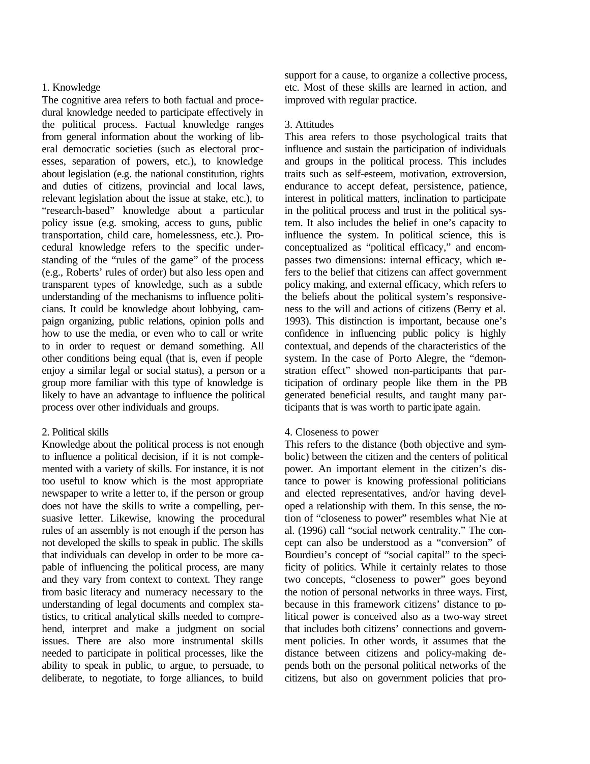1. Knowledge

The cognitive area refers to both factual and procedural knowledge needed to participate effectively in the political process. Factual knowledge ranges from general information about the working of liberal democratic societies (such as electoral processes, separation of powers, etc.), to knowledge about legislation (e.g. the national constitution, rights and duties of citizens, provincial and local laws, relevant legislation about the issue at stake, etc.), to "research-based" knowledge about a particular policy issue (e.g. smoking, access to guns, public transportation, child care, homelessness, etc.). Procedural knowledge refers to the specific understanding of the "rules of the game" of the process (e.g., Roberts' rules of order) but also less open and transparent types of knowledge, such as a subtle understanding of the mechanisms to influence politicians. It could be knowledge about lobbying, campaign organizing, public relations, opinion polls and how to use the media, or even who to call or write to in order to request or demand something. All other conditions being equal (that is, even if people enjoy a similar legal or social status), a person or a group more familiar with this type of knowledge is likely to have an advantage to influence the political process over other individuals and groups.

2. Political skills

Knowledge about the political process is not enough to influence a political decision, if it is not complemented with a variety of skills. For instance, it is not too useful to know which is the most appropriate newspaper to write a letter to, if the person or group does not have the skills to write a compelling, persuasive letter. Likewise, knowing the procedural rules of an assembly is not enough if the person has not developed the skills to speak in public. The skills that individuals can develop in order to be more capable of influencing the political process, are many and they vary from context to context. They range from basic literacy and numeracy necessary to the understanding of legal documents and complex statistics, to critical analytical skills needed to comprehend, interpret and make a judgment on social issues. There are also more instrumental skills needed to participate in political processes, like the ability to speak in public, to argue, to persuade, to deliberate, to negotiate, to forge alliances, to build support for a cause, to organize a collective process, etc. Most of these skills are learned in action, and improved with regular practice.

3. Attitudes

This area refers to those psychological traits that influence and sustain the participation of individuals and groups in the political process. This includes traits such as self-esteem, motivation, extroversion, endurance to accept defeat, persistence, patience, interest in political matters, inclination to participate in the political process and trust in the political system. It also includes the belief in one's capacity to influence the system. In political science, this is conceptualized as "political efficacy," and encompasses two dimensions: internal efficacy, which refers to the belief that citizens can affect government policy making, and external efficacy, which refers to the beliefs about the political system's responsiveness to the will and actions of citizens (Berry et al. 1993). This distinction is important, because one's confidence in influencing public policy is highly contextual, and depends of the characteristics of the system. In the case of Porto Alegre, the "demonstration effect" showed non-participants that participation of ordinary people like them in the PB generated beneficial results, and taught many participants that is was worth to participate again.

4. Closeness to power

This refers to the distance (both objective and symbolic) between the citizen and the centers of political power. An important element in the citizen's distance to power is knowing professional politicians and elected representatives, and/or having developed a relationship with them. In this sense, the notion of "closeness to power" resembles what Nie at al. (1996) call "social network centrality." The concept can also be understood as a "conversion" of Bourdieu's concept of "social capital" to the specificity of politics. While it certainly relates to those two concepts, "closeness to power" goes beyond the notion of personal networks in three ways. First, because in this framework citizens' distance to political power is conceived also as a two-way street that includes both citizens' connections and government policies. In other words, it assumes that the distance between citizens and policy-making depends both on the personal political networks of the citizens, but also on government policies that pro-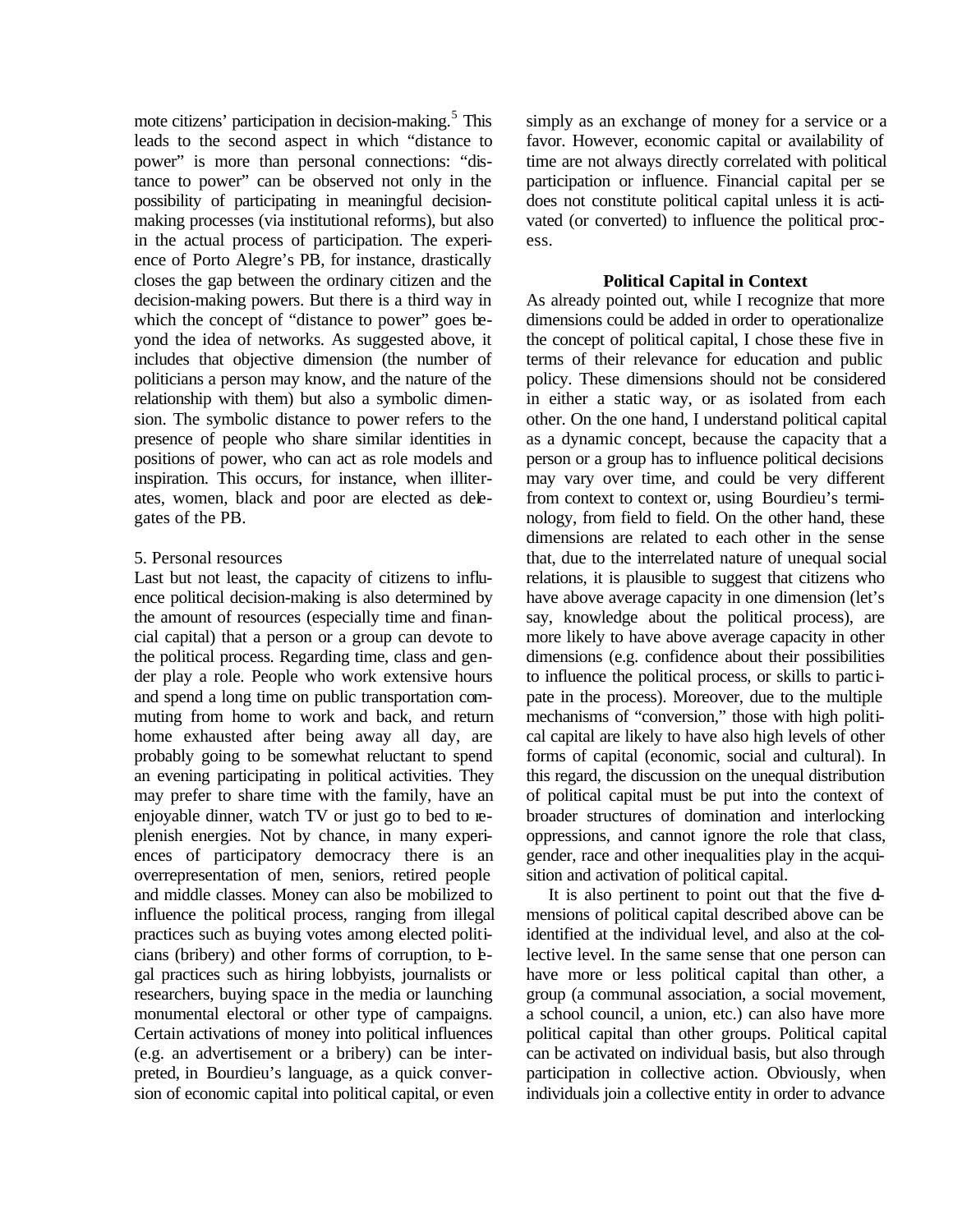mote citizens' participation in decision-making.[5] This leads to the second aspect in which "distance to power" is more than personal connections: "distance to power" can be observed not only in the possibility of participating in meaningful decision-making processes (via institutional reforms), but also in the actual process of participation. The experience of Porto Alegre's PB, for instance, drastically closes the gap between the ordinary citizen and the decision-making powers. But there is a third way in which the concept of "distance to power" goes beyond the idea of networks. As suggested above, it includes that objective dimension (the number of politicians a person may know, and the nature of the relationship with them) but also a symbolic dimension. The symbolic distance to power refers to the presence of people who share similar identities in positions of power, who can act as role models and inspiration. This occurs, for instance, when illiterates, women, black and poor are elected as delegates of the PB.

5. Personal resources

Last but not least, the capacity of citizens to influence political decision-making is also determined by the amount of resources (especially time and financial capital) that a person or a group can devote to the political process. Regarding time, class and gender play a role. People who work extensive hours and spend a long time on public transportation commuting from home to work and back, and return home exhausted after being away all day, are probably going to be somewhat reluctant to spend an evening participating in political activities. They may prefer to share time with the family, have an enjoyable dinner, watch TV or just go to bed to replenish energies. Not by chance, in many experiences of participatory democracy there is an overrepresentation of men, seniors, retired people and middle classes. Money can also be mobilized to influence the political process, ranging from illegal practices such as buying votes among elected politicians (bribery) and other forms of corruption, to legal practices such as hiring lobbyists, journalists or researchers, buying space in the media or launching monumental electoral or other type of campaigns. Certain activations of money into political influences (e.g. an advertisement or a bribery) can be interpreted, in Bourdieu's language, as a quick conversion of economic capital into political capital, or even simply as an exchange of money for a service or a favor. However, economic capital or availability of time are not always directly correlated with political participation or influence. Financial capital per se does not constitute political capital unless it is activated (or converted) to influence the political process.

**Political Capital in Context**

As already pointed out, while I recognize that more dimensions could be added in order to operationalize the concept of political capital, I chose these five in terms of their relevance for education and public policy. These dimensions should not be considered in either a static way, or as isolated from each other. On the one hand, I understand political capital as a dynamic concept, because the capacity that a person or a group has to influence political decisions may vary over time, and could be very different from context to context or, using Bourdieu's terminology, from field to field. On the other hand, these dimensions are related to each other in the sense that, due to the interrelated nature of unequal social relations, it is plausible to suggest that citizens who have above average capacity in one dimension (let's say, knowledge about the political process), are more likely to have above average capacity in other dimensions (e.g. confidence about their possibilities to influence the political process, or skills to participate in the process). Moreover, due to the multiple mechanisms of "conversion," those with high political capital are likely to have also high levels of other forms of capital (economic, social and cultural). In this regard, the discussion on the unequal distribution of political capital must be put into the context of broader structures of domination and interlocking oppressions, and cannot ignore the role that class, gender, race and other inequalities play in the acquisition and activation of political capital.

It is also pertinent to point out that the five dimensions of political capital described above can be identified at the individual level, and also at the collective level. In the same sense that one person can have more or less political capital than other, a group (a communal association, a social movement, a school council, a union, etc.) can also have more political capital than other groups. Political capital can be activated on individual basis, but also through participation in collective action. Obviously, when individuals join a collective entity in order to advance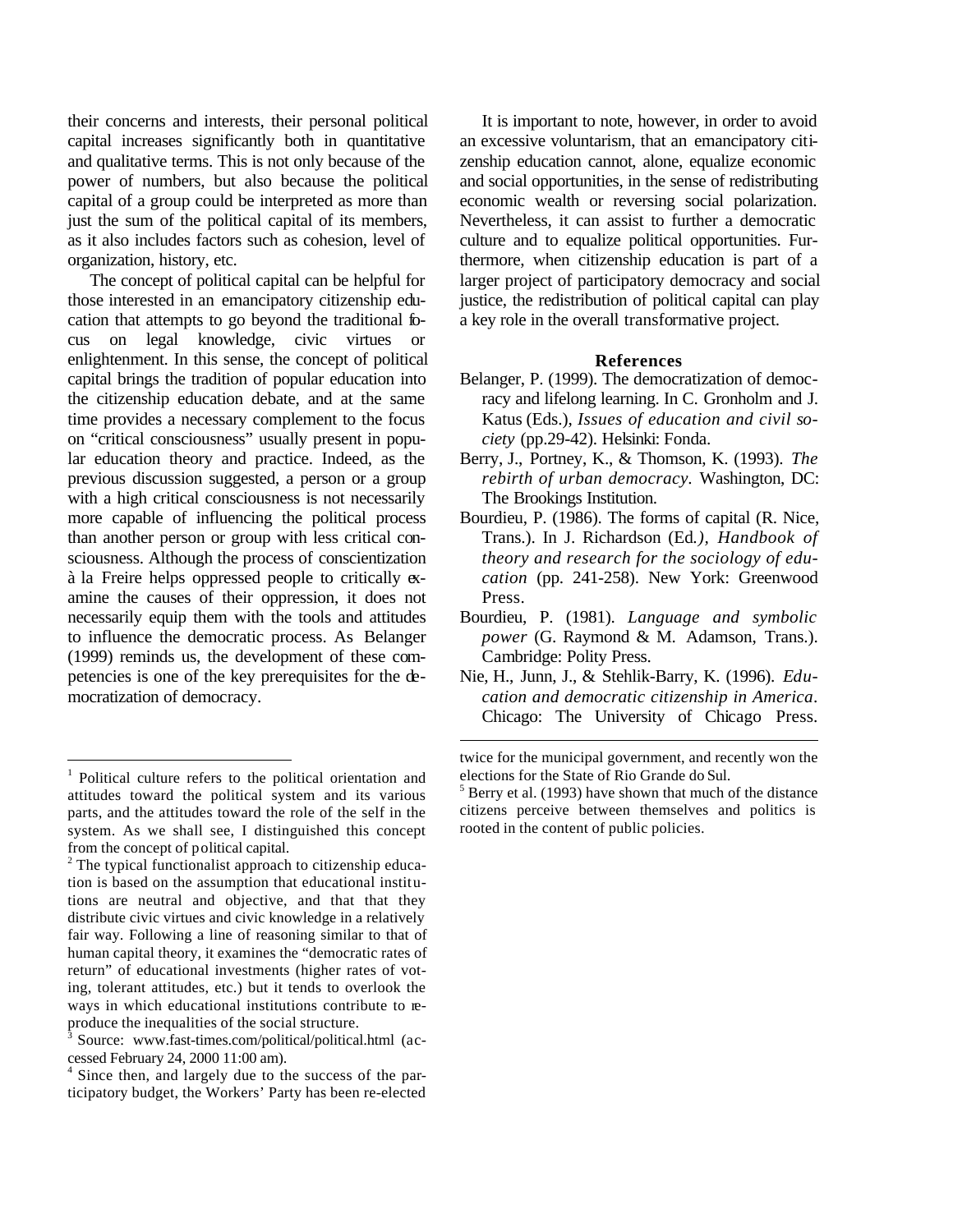their concerns and interests, their personal political capital increases significantly both in quantitative and qualitative terms. This is not only because of the power of numbers, but also because the political capital of a group could be interpreted as more than just the sum of the political capital of its members, as it also includes factors such as cohesion, level of organization, history, etc.

The concept of political capital can be helpful for those interested in an emancipatory citizenship education that attempts to go beyond the traditional focus on legal knowledge, civic virtues or enlightenment. In this sense, the concept of political capital brings the tradition of popular education into the citizenship education debate, and at the same time provides a necessary complement to the focus on "critical consciousness" usually present in popular education theory and practice. Indeed, as the previous discussion suggested, a person or a group with a high critical consciousness is not necessarily more capable of influencing the political process than another person or group with less critical consciousness. Although the process of conscientization à la Freire helps oppressed people to critically examine the causes of their oppression, it does not necessarily equip them with the tools and attitudes to influence the democratic process. As Belanger (1999) reminds us, the development of these competencies is one of the key prerequisites for the democratization of democracy.

It is important to note, however, in order to avoid an excessive voluntarism, that an emancipatory citizenship education cannot, alone, equalize economic and social opportunities, in the sense of redistributing economic wealth or reversing social polarization. Nevertheless, it can assist to further a democratic culture and to equalize political opportunities. Furthermore, when citizenship education is part of a larger project of participatory democracy and social justice, the redistribution of political capital can play a key role in the overall transformative project.

## References

Belanger, P. (1999). The democratization of democracy and lifelong learning. In C. Gronholm and J. Katus (Eds.), *Issues of education and civil society* (pp.29-42). Helsinki: Fonda.

Berry, J., Portney, K., & Thomson, K. (1993). *The rebirth of urban democracy*. Washington, DC: The Brookings Institution.

Bourdieu, P. (1986). The forms of capital (R. Nice, Trans.). In J. Richardson (Ed.), *Handbook of theory and research for the sociology of education* (pp. 241-258). New York: Greenwood Press.

Bourdieu, P. (1981). *Language and symbolic power* (G. Raymond & M. Adamson, Trans.). Cambridge: Polity Press.

Nie, H., Junn, J., & Stehlik-Barry, K. (1996). *Education and democratic citizenship in America*. Chicago: The University of Chicago Press.

---

[1] Political culture refers to the political orientation and attitudes toward the political system and its various parts, and the attitudes toward the role of the self in the system. As we shall see, I distinguished this concept from the concept of political capital.

[2] The typical functionalist approach to citizenship education is based on the assumption that educational institutions are neutral and objective, and that that they distribute civic virtues and civic knowledge in a relatively fair way. Following a line of reasoning similar to that of human capital theory, it examines the "democratic rates of return" of educational investments (higher rates of voting, tolerant attitudes, etc.) but it tends to overlook the ways in which educational institutions contribute to reproduce the inequalities of the social structure.

[3] Source: www.fast-times.com/political/political.html (accessed February 24, 2000 11:00 am).

[4] Since then, and largely due to the success of the participatory budget, the Workers' Party has been re-elected twice for the municipal government, and recently won the elections for the State of Rio Grande do Sul.

[5] Berry et al. (1993) have shown that much of the distance citizens perceive between themselves and politics is rooted in the content of public policies.